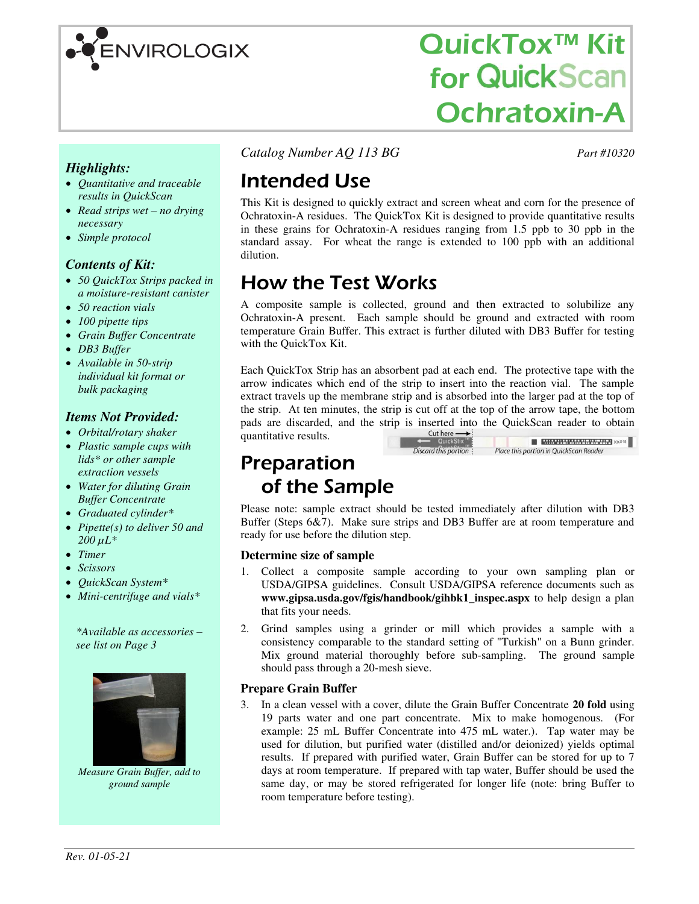ENVIROLOGIX

# QuickTox™ Kit for QuickScan Ochratoxin-A

### *Highlights:*

- *Quantitative and traceable results in QuickScan*
- *Read strips wet – no drying necessary*
- *Simple protocol*

### *Contents of Kit:*

- *50 QuickTox Strips packed in a moisture-resistant canister*
- *50 reaction vials*
- *100 pipette tips*
- *Grain Buffer Concentrate*
- *DB3 Buffer*
- *Available in 50-strip individual kit format or bulk packaging*

### *Items Not Provided:*

- *Orbital/rotary shaker*
- *Plastic sample cups with lids\* or other sample extraction vessels*
- *Water for diluting Grain Buffer Concentrate*
- *Graduated cylinder\**
- *Pipette(s) to deliver 50 and 200 µL\**
- *Timer*
- *Scissors*
- *QuickScan System\**
- *Mini-centrifuge and vials\**

*\*Available as accessories – see list on Page 3*

*Measure Grain Buffer, add to ground sample*

*Catalog Number AQ 113 BG* *Part #10320*

## Intended Use

This Kit is designed to quickly extract and screen wheat and corn for the presence of Ochratoxin-A residues. The QuickTox Kit is designed to provide quantitative results in these grains for Ochratoxin-A residues ranging from 1.5 ppb to 30 ppb in the standard assay. For wheat the range is extended to 100 ppb with an additional dilution.

## How the Test Works

A composite sample is collected, ground and then extracted to solubilize any Ochratoxin-A present. Each sample should be ground and extracted with room temperature Grain Buffer. This extract is further diluted with DB3 Buffer for testing with the QuickTox Kit.

Each QuickTox Strip has an absorbent pad at each end. The protective tape with the arrow indicates which end of the strip to insert into the reaction vial. The sample extract travels up the membrane strip and is absorbed into the larger pad at the top of the strip. At ten minutes, the strip is cut off at the top of the arrow tape, the bottom pads are discarded, and the strip is inserted into the QuickScan reader to obtain quantitative results.

Cut here → | Discard this portion | Place this portion in QuickScan Reader

## Preparation of the Sample

Please note: sample extract should be tested immediately after dilution with DB3 Buffer (Steps 6&7). Make sure strips and DB3 Buffer are at room temperature and ready for use before the dilution step.

### Determine size of sample

1. Collect a composite sample according to your own sampling plan or USDA/GIPSA guidelines. Consult USDA/GIPSA reference documents such as **www.gipsa.usda.gov/fgis/handbook/gihbk1_inspec.aspx** to help design a plan that fits your needs.
2. Grind samples using a grinder or mill which provides a sample with a consistency comparable to the standard setting of "Turkish" on a Bunn grinder. Mix ground material thoroughly before sub-sampling. The ground sample should pass through a 20-mesh sieve.

### Prepare Grain Buffer

3. In a clean vessel with a cover, dilute the Grain Buffer Concentrate **20 fold** using 19 parts water and one part concentrate. Mix to make homogenous. (For example: 25 mL Buffer Concentrate into 475 mL water.). Tap water may be used for dilution, but purified water (distilled and/or deionized) yields optimal results. If prepared with purified water, Grain Buffer can be stored for up to 7 days at room temperature. If prepared with tap water, Buffer should be used the same day, or may be stored refrigerated for longer life (note: bring Buffer to room temperature before testing).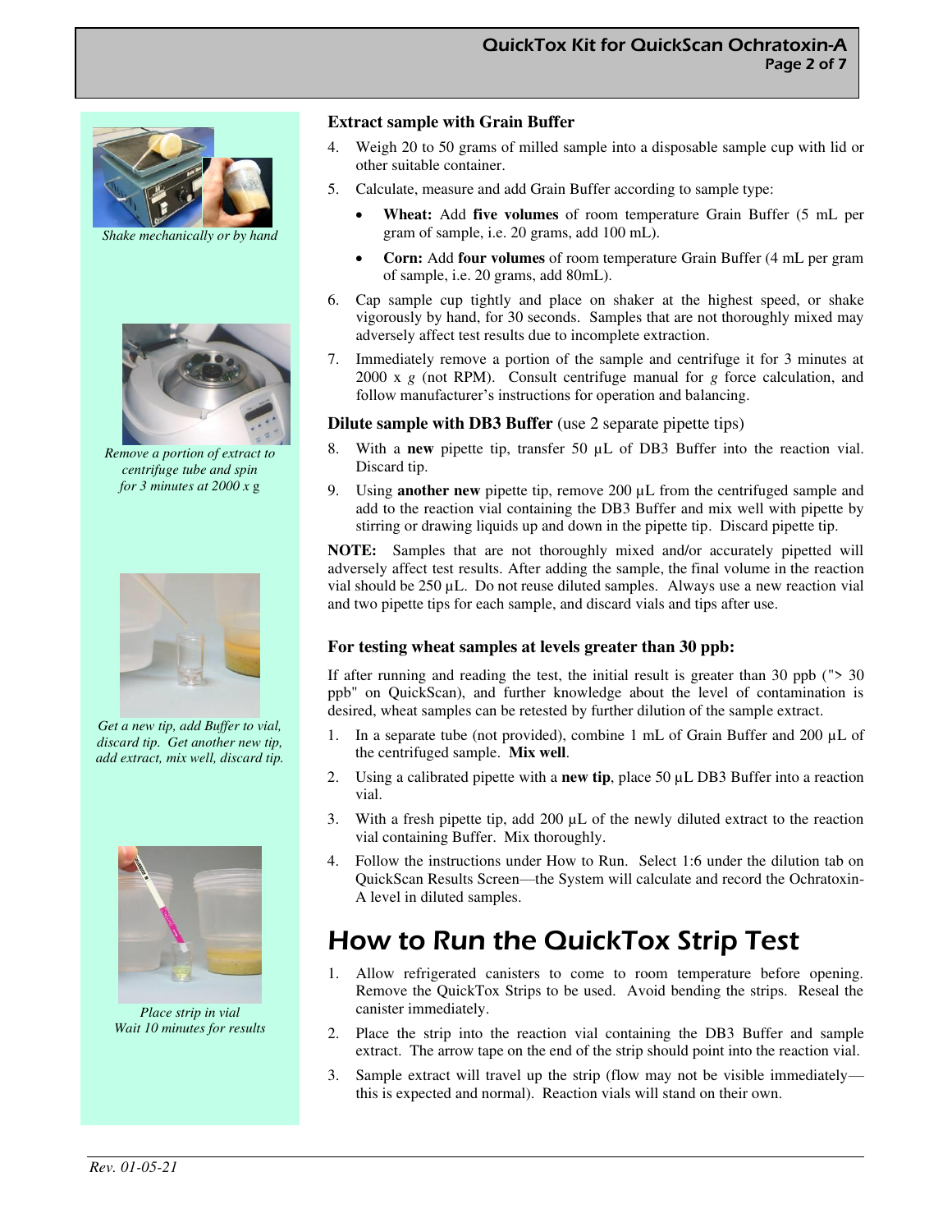*Shake mechanically or by hand*

### Extract sample with Grain Buffer

4. Weigh 20 to 50 grams of milled sample into a disposable sample cup with lid or other suitable container.
5. Calculate, measure and add Grain Buffer according to sample type:
   - **Wheat:** Add **five volumes** of room temperature Grain Buffer (5 mL per gram of sample, i.e. 20 grams, add 100 mL).
   - **Corn:** Add **four volumes** of room temperature Grain Buffer (4 mL per gram of sample, i.e. 20 grams, add 80mL).
6. Cap sample cup tightly and place on shaker at the highest speed, or shake vigorously by hand, for 30 seconds. Samples that are not thoroughly mixed may adversely affect test results due to incomplete extraction.
7. Immediately remove a portion of the sample and centrifuge it for 3 minutes at 2000 x *g* (not RPM). Consult centrifuge manual for *g* force calculation, and follow manufacturer's instructions for operation and balancing.

*Remove a portion of extract to centrifuge tube and spin for 3 minutes at 2000 x g*

### Dilute sample with DB3 Buffer (use 2 separate pipette tips)

8. With a **new** pipette tip, transfer 50 µL of DB3 Buffer into the reaction vial. Discard tip.
9. Using **another new** pipette tip, remove 200 µL from the centrifuged sample and add to the reaction vial containing the DB3 Buffer and mix well with pipette by stirring or drawing liquids up and down in the pipette tip. Discard pipette tip.

**NOTE:** Samples that are not thoroughly mixed and/or accurately pipetted will adversely affect test results. After adding the sample, the final volume in the reaction vial should be 250 µL. Do not reuse diluted samples. Always use a new reaction vial and two pipette tips for each sample, and discard vials and tips after use.

*Get a new tip, add Buffer to vial, discard tip. Get another new tip, add extract, mix well, discard tip.*

### For testing wheat samples at levels greater than 30 ppb:

If after running and reading the test, the initial result is greater than 30 ppb ("> 30 ppb" on QuickScan), and further knowledge about the level of contamination is desired, wheat samples can be retested by further dilution of the sample extract.

1. In a separate tube (not provided), combine 1 mL of Grain Buffer and 200 µL of the centrifuged sample. **Mix well**.
2. Using a calibrated pipette with a **new tip**, place 50 µL DB3 Buffer into a reaction vial.
3. With a fresh pipette tip, add 200 µL of the newly diluted extract to the reaction vial containing Buffer. Mix thoroughly.
4. Follow the instructions under How to Run. Select 1:6 under the dilution tab on QuickScan Results Screen—the System will calculate and record the Ochratoxin-A level in diluted samples.

## How to Run the QuickTox Strip Test

1. Allow refrigerated canisters to come to room temperature before opening. Remove the QuickTox Strips to be used. Avoid bending the strips. Reseal the canister immediately.
2. Place the strip into the reaction vial containing the DB3 Buffer and sample extract. The arrow tape on the end of the strip should point into the reaction vial.
3. Sample extract will travel up the strip (flow may not be visible immediately—this is expected and normal). Reaction vials will stand on their own.

*Place strip in vial Wait 10 minutes for results*

*Rev. 01-05-21*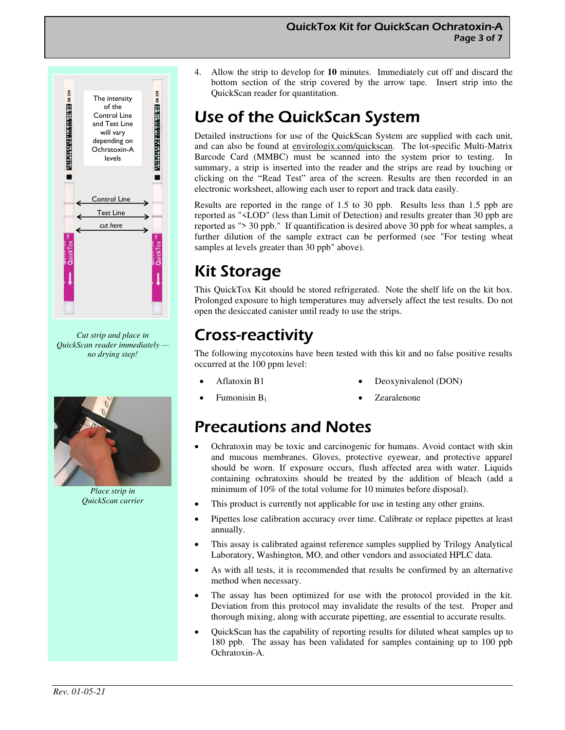The intensity of the Control Line and Test Line will vary depending on Ochratoxin-A levels

Control Line

Test Line

*cut here*

*Cut strip and place in QuickScan reader immediately — no drying step!*

*Place strip in QuickScan carrier*

4. Allow the strip to develop for **10** minutes. Immediately cut off and discard the bottom section of the strip covered by the arrow tape. Insert strip into the QuickScan reader for quantitation.

# Use of the QuickScan System

Detailed instructions for use of the QuickScan System are supplied with each unit, and can also be found at envirologix.com/quickscan. The lot-specific Multi-Matrix Barcode Card (MMBC) must be scanned into the system prior to testing. In summary, a strip is inserted into the reader and the strips are read by touching or clicking on the "Read Test" area of the screen. Results are then recorded in an electronic worksheet, allowing each user to report and track data easily.

Results are reported in the range of 1.5 to 30 ppb. Results less than 1.5 ppb are reported as "<LOD" (less than Limit of Detection) and results greater than 30 ppb are reported as "> 30 ppb." If quantification is desired above 30 ppb for wheat samples, a further dilution of the sample extract can be performed (see "For testing wheat samples at levels greater than 30 ppb" above).

# Kit Storage

This QuickTox Kit should be stored refrigerated. Note the shelf life on the kit box. Prolonged exposure to high temperatures may adversely affect the test results. Do not open the desiccated canister until ready to use the strips.

# Cross-reactivity

The following mycotoxins have been tested with this kit and no false positive results occurred at the 100 ppm level:

- Aflatoxin B1
- Fumonisin $B_1$
- Deoxynivalenol (DON)
- Zearalenone

# Precautions and Notes

- Ochratoxin may be toxic and carcinogenic for humans. Avoid contact with skin and mucous membranes. Gloves, protective eyewear, and protective apparel should be worn. If exposure occurs, flush affected area with water. Liquids containing ochratoxins should be treated by the addition of bleach (add a minimum of 10% of the total volume for 10 minutes before disposal).
- This product is currently not applicable for use in testing any other grains.
- Pipettes lose calibration accuracy over time. Calibrate or replace pipettes at least annually.
- This assay is calibrated against reference samples supplied by Trilogy Analytical Laboratory, Washington, MO, and other vendors and associated HPLC data.
- As with all tests, it is recommended that results be confirmed by an alternative method when necessary.
- The assay has been optimized for use with the protocol provided in the kit. Deviation from this protocol may invalidate the results of the test. Proper and thorough mixing, along with accurate pipetting, are essential to accurate results.
- QuickScan has the capability of reporting results for diluted wheat samples up to 180 ppb. The assay has been validated for samples containing up to 100 ppb Ochratoxin-A.

*Rev. 01-05-21*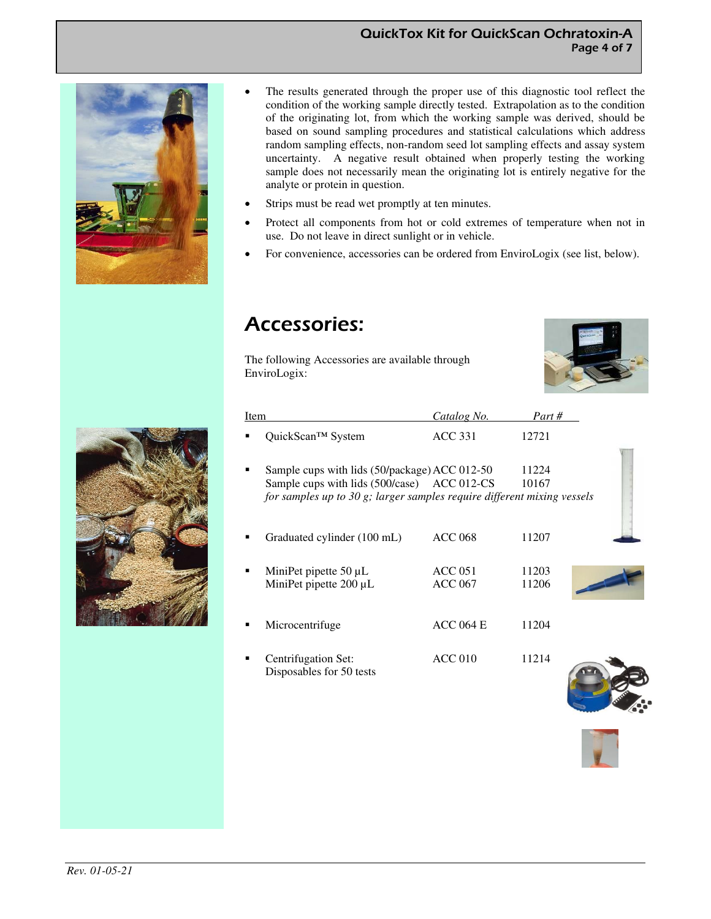- The results generated through the proper use of this diagnostic tool reflect the condition of the working sample directly tested. Extrapolation as to the condition of the originating lot, from which the working sample was derived, should be based on sound sampling procedures and statistical calculations which address random sampling effects, non-random seed lot sampling effects and assay system uncertainty. A negative result obtained when properly testing the working sample does not necessarily mean the originating lot is entirely negative for the analyte or protein in question.
- Strips must be read wet promptly at ten minutes.
- Protect all components from hot or cold extremes of temperature when not in use. Do not leave in direct sunlight or in vehicle.
- For convenience, accessories can be ordered from EnviroLogix (see list, below).

# Accessories:

The following Accessories are available through EnviroLogix:

| Item | *Catalog No.* | *Part #* |
|---|---|---|
| QuickScan™ System | ACC 331 | 12721 |
| Sample cups with lids (50/package) | ACC 012-50 | 11224 |
| Sample cups with lids (500/case) | ACC 012-CS | 10167 |
| *for samples up to 30 g; larger samples require different mixing vessels* | | |
| Graduated cylinder (100 mL) | ACC 068 | 11207 |
| MiniPet pipette 50 µL | ACC 051 | 11203 |
| MiniPet pipette 200 µL | ACC 067 | 11206 |
| Microcentrifuge | ACC 064 E | 11204 |
| Centrifugation Set: Disposables for 50 tests | ACC 010 | 11214 |

*Rev. 01-05-21*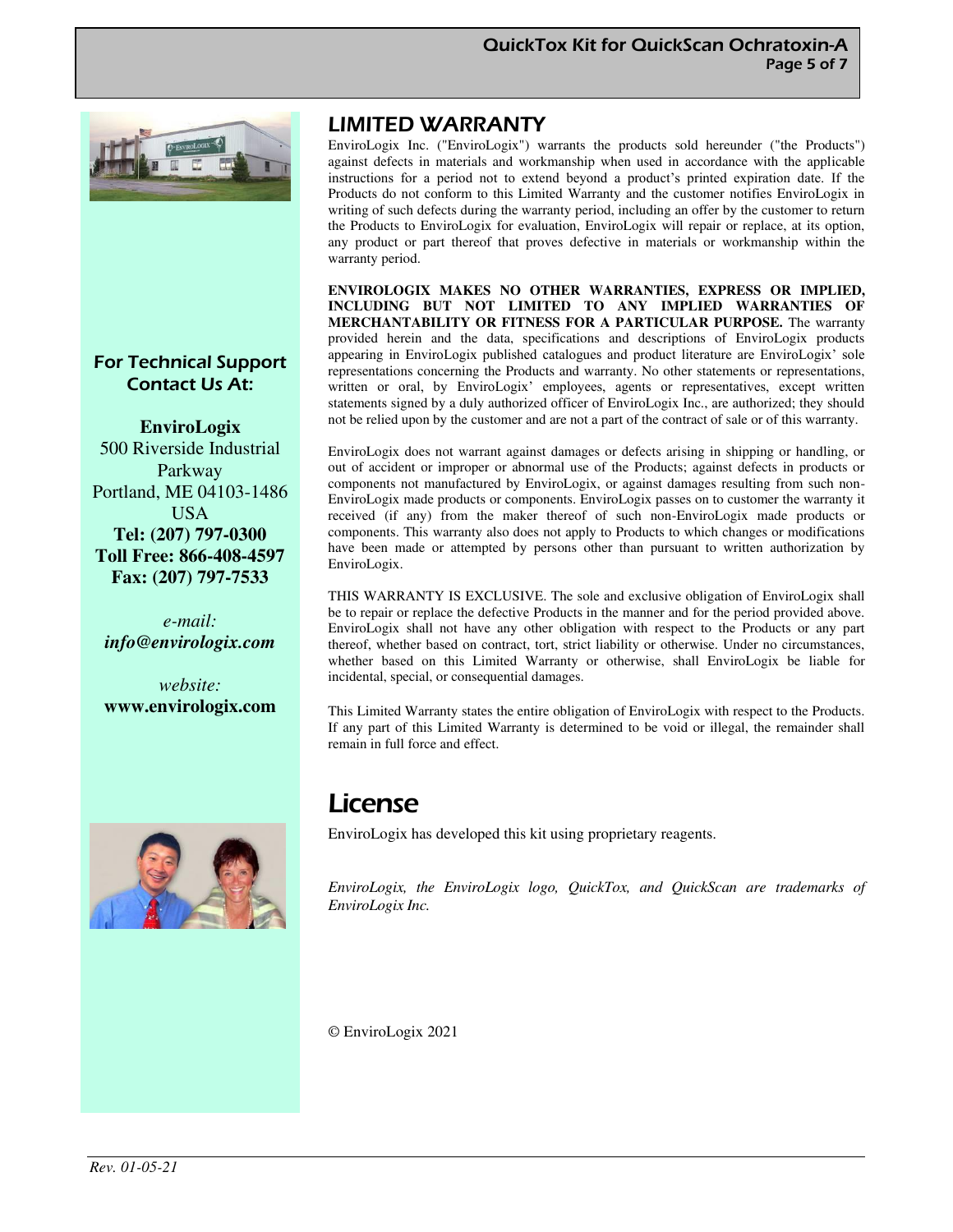**For Technical Support Contact Us At:**

**EnviroLogix**
500 Riverside Industrial Parkway
Portland, ME 04103-1486
USA
**Tel: (207) 797-0300**
**Toll Free: 866-408-4597**
**Fax: (207) 797-7533**

*e-mail:*
***info@envirologix.com***

*website:*
**www.envirologix.com**

## LIMITED WARRANTY

EnviroLogix Inc. ("EnviroLogix") warrants the products sold hereunder ("the Products") against defects in materials and workmanship when used in accordance with the applicable instructions for a period not to extend beyond a product's printed expiration date. If the Products do not conform to this Limited Warranty and the customer notifies EnviroLogix in writing of such defects during the warranty period, including an offer by the customer to return the Products to EnviroLogix for evaluation, EnviroLogix will repair or replace, at its option, any product or part thereof that proves defective in materials or workmanship within the warranty period.

**ENVIROLOGIX MAKES NO OTHER WARRANTIES, EXPRESS OR IMPLIED, INCLUDING BUT NOT LIMITED TO ANY IMPLIED WARRANTIES OF MERCHANTABILITY OR FITNESS FOR A PARTICULAR PURPOSE.** The warranty provided herein and the data, specifications and descriptions of EnviroLogix products appearing in EnviroLogix published catalogues and product literature are EnviroLogix' sole representations concerning the Products and warranty. No other statements or representations, written or oral, by EnviroLogix' employees, agents or representatives, except written statements signed by a duly authorized officer of EnviroLogix Inc., are authorized; they should not be relied upon by the customer and are not a part of the contract of sale or of this warranty.

EnviroLogix does not warrant against damages or defects arising in shipping or handling, or out of accident or improper or abnormal use of the Products; against defects in products or components not manufactured by EnviroLogix, or against damages resulting from such non-EnviroLogix made products or components. EnviroLogix passes on to customer the warranty it received (if any) from the maker thereof of such non-EnviroLogix made products or components. This warranty also does not apply to Products to which changes or modifications have been made or attempted by persons other than pursuant to written authorization by EnviroLogix.

THIS WARRANTY IS EXCLUSIVE. The sole and exclusive obligation of EnviroLogix shall be to repair or replace the defective Products in the manner and for the period provided above. EnviroLogix shall not have any other obligation with respect to the Products or any part thereof, whether based on contract, tort, strict liability or otherwise. Under no circumstances, whether based on this Limited Warranty or otherwise, shall EnviroLogix be liable for incidental, special, or consequential damages.

This Limited Warranty states the entire obligation of EnviroLogix with respect to the Products. If any part of this Limited Warranty is determined to be void or illegal, the remainder shall remain in full force and effect.

# License

EnviroLogix has developed this kit using proprietary reagents.

*EnviroLogix, the EnviroLogix logo, QuickTox, and QuickScan are trademarks of EnviroLogix Inc.*

© EnviroLogix 2021

*Rev. 01-05-21*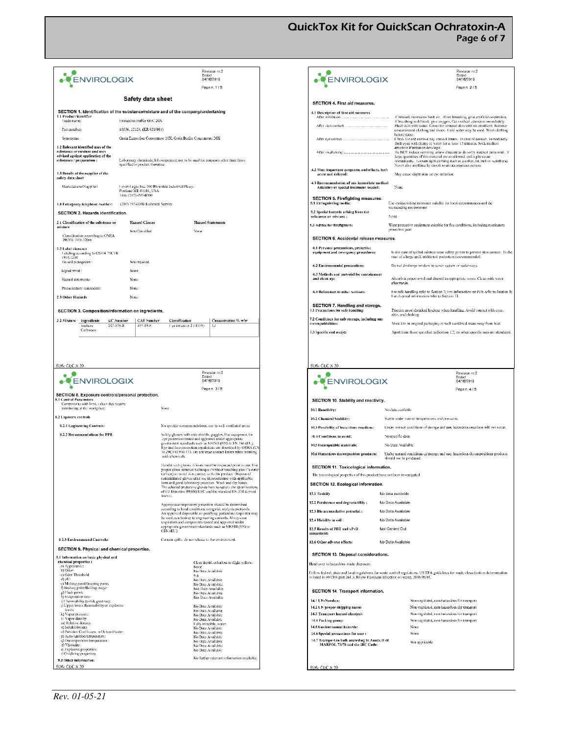# Safety data sheet

Revision nr.2
Dated 04/16/2018

ENVIROLOGIX

Page n. 1 / 5

## SECTION 1. Identification of the substance/mixture and of the company/undertaking

**1.1 Product identifier**

| | |
|---|---|
| Trade name: | Extraction Buffer GbC 20X |
| Part number: | 10556, 12124, (ER 033/004) |
| Synonyms: | Grain Extraction Concentrate 10X, Grain Buffer Concentrate 20X |

**1.2 Relevant identified uses of the substance or mixture and uses advised against application of the substance / preparation :** Laboratory chemicals; kit component; not to be used for purposes other than those specified in product literature.

**1.3 Details of the supplier of the safety data sheet**

Manufacturer/Supplier: EnviroLogix Inc. 500 Riverside Industrial Pkwy. Portland ME 04103, USA Tele: (207)-797-0300

**1.4 Emergency telephone number:** (207) 797-0300 Technical Service

## SECTION 2. Hazards identification.

| 2.1 Classification of the substance or mixture | Hazard Classes | Hazard Statements |
|---|---|---|
| | Not Classified | None |

Classification according to OSHA 29CFR 1910.1200

**2.2 Label elements**

Labeling according to OSHA 29CFR 1910.1200

| | |
|---|---|
| Hazard pictograms: | Not required |
| Signal word : | None |
| Hazard statements: | None |
| Precautionary statements: | None |

**2.3 Other Hazards** None

## SECTION 3. Composition/information on ingredients.

| 3.2 Mixture | Ingredients | EC Number | CAS Number | Classification | Concentration % w/w |
|---|---|---|---|---|---|
| | Sodium Carbonate | 207-838-8 | 497-19-8 | Eye irritation 2 (H319) | 3.1 |

SDS: GbC X 20

---

Revision nr.2
Dated 04/16/2018

ENVIROLOGIX

Page n. 2 / 5

## SECTION 4. First aid measures.

**4.1 Description of first aid measures**

After inhalation: If inhaled, remove to fresh air. If not breathing, give artificial respiration. If breathing is difficult, give oxygen. Get medical attention immediately.

After skin contact: Flush skin with water. Cover the irritated skin with an emollient. Remove contaminated clothing and shoes. Cold water may be used. Wash clothing before reuse.

After eye contact: Check for and remove any contact lenses. In case of contact, immediately flush eyes with plenty of water for at least 15 minutes. Seek medical attention if irritation develops.

After swallowing: Do NOT induce vomiting unless directed to do so by medical personnel. If large quantities of this material are swallowed, call a physician immediately. Loosen tight clothing such as a collar, tie, belt or waistband. Never give anything by mouth to an unconscious person.

**4.2 Most important symptoms and effects, both acute and delayed:** May cause slight skin or eye irritation

**4.3 Recommendation of any immediate medical Attention or special treatment needed:** None

## SECTION 5. Firefighting measures.

**5.1 Extinguishing media:** Use extinguishing measures suitable for local circumstances and the surrounding environment

**5.2 Special hazards arising from the substance or mixture :** None

**5.3 Advice for firefighters:** Wear protective equipment suitable for fire conditions, including respiratory protective gear.

## SECTION 6. Accidental release measures.

**6.1 Personal precautions, protective equipment and emergency procedures:** In the case of spilled mixture wear safety gloves to prevent skin contact. In the case of a large spill, additional protection is recommended.

**6.2 Environmental precautions:** Do not discharge mixture to sewer system or waterways.

**6.3 Methods and material for containment and clean up:** Absorb in paper towel and discard in appropriate waste. Clean with water afterwards.

**6.4 References to other sections:** For safe handling refer to Section 7; For information on PPE refer to Section 8; For disposal information refer to Section 13.

## SECTION 7. Handling and storage.

**7.1 Precautions for safe handling:** Practice good chemical hygiene when handling. Avoid contact with eyes, skin, and clothing.

**7.2 Conditions for safe storage, including any incompatibilities:** Store kits in original packaging in well ventilated areas away from heat.

**7.3 Specific end use(s):** Apart from those specified in Section 1.2, no other specific uses are stipulated.

SDS: GbC X 20

---

Revision nr.2
Dated 04/16/2018

ENVIROLOGIX

Page n. 3 / 5

## SECTION 8. Exposure controls/personal protection.

**8.1 Control Parameters**

Components with limit values that require monitoring at the workplace: None

**8.2 Exposure controls**

**8.2.1 Engineering Controls:** No specific recommendations, use in well ventilated areas

**8.2.2 Recommendations for PPE:** Safety glasses with side shields, goggles. Use equipment for eye protection tested and approved under appropriate government standards such as NIOSH (US) or EN 166 (EU). Eye and face protection regulations are described by OSHA (US) in 29CFR1910.133. Do not wear contact lenses when working with chemicals.

Handle with gloves. Gloves must be inspected prior to use. Use proper glove removal technique (without touching glove's outer surface) to avoid skin contact with this product. Dispose of contaminated gloves after use in accordance with applicable laws and good laboratory practices. Wash and dry hands. The selected protective gloves have to satisfy the specifications of EU Directive 89/686/EEC and the standard EN 374 derived from it.

Appropriate respiratory protection should be determined according to local conditions using risk analysis protocols. An approved disposable air purifying, particulate respirator may be used as a backup to engineering controls. Always use respirators and components tested and approved under appropriate government standards such as NIOSH (US) or CEN (EU).

**8.2.3 Environmental Controls:** Contain spills, do not release to the environment.

## SECTION 9. Physical and chemical properties.

**9.1 Information on basic physical and chemical properties :**

| | |
|---|---|
| a) Appearance: | Clear liquid, colorless to slight yellow. |
| b) Odor: | None |
| c) Odor Threshold: | No Data Available |
| d) pH: | 9.6 |
| e) Melting point/freezing point: | No Data Available |
| f) Boiling point/Boiling range: | No Data Available |
| g) Flash point: | No Data Available |
| h) Evaporation rate: | No Data Available |
| i) Flammability (solid, gaseous): | No Data Available |
| j) Upper/lower flammability or explosive limits: | No Data Available |
| k) Vapor pressure: | No Data Available |
| l) Vapor density: | No Data Available |
| m) Relative density: | No Data Available |
| n) Solubility(ies): | Fully miscible, water. |
| o) Partition Coefficient: n-Octanol/water: | No Data Available |
| p) Auto-ignition temperature: | No Data Available |
| q) Decomposition temperature: | No Data Available |
| r) Viscosity: | No Data Available |
| s) Explosive properties: | No Data Available |
| t) Oxidizing properties: | No Data Available |

**9.2 Other information:** No further relevant information available.

SDS: GbC X 20

---

Revision nr.2
Dated 04/16/2018

ENVIROLOGIX

Page n. 4 / 5

## SECTION 10. Stability and reactivity.

| | |
|---|---|
| 10.1 Reactivity: | No data available |
| 10.2 Chemical Stability: | Stable under normal temperatures and pressures. |
| 10.3 Possibility of hazardous reactions: | Under normal conditions of storage and use, hazardous reactions will not occur. |
| 10.4 Conditions to avoid: | No specific data |
| 10.5 Incompatible materials: | No Data Available |
| 10.6 Hazardous decomposition products: | Under normal conditions of storage and use, hazardous decompositions products should not be produced. |

## SECTION 11. Toxicological information.

The toxicological properties of this product have not been investigated

## SECTION 12. Ecological information.

| | |
|---|---|
| 12.1 Toxicity | No data available |
| 12.2 Persistence and degradability : | No Data Available |
| 12.3 Bio accumulative potential : | No Data Available |
| 12.4 Mobility in soil : | No Data Available |
| 12.5 Results of PBT and vPvB assessment: | Not Carried Out |
| 12.6 Other adverse effects: | No Data Available |

## SECTION 13. Disposal considerations.

Hand over to hazardous waste disposers.

Follow federal, state and local regulations for waste control regulations. US EPA guidelines for waste classification determination is listed in 40 CFR part 261.3; follow European Directive on waste, 2008/98/EC.

## SECTION 14. Transport information.

| | |
|---|---|
| 14.1 UN-Number: | Non-regulated, non-hazardous for transport |
| 14.2 UN proper shipping name: | Non-regulated, non-hazardous for transport |
| 14.3 Transport hazard class(es): | Non-regulated, non-hazardous for transport |
| 14.4 Packing group: | Non-regulated, non-hazardous for transport |
| 14.5 Environmental hazards: | None |
| 14.6 Special precautions for user : | None |
| 14.7 Transport in bulk according to Annex II of MARPOL 73/78 and the IBC Code: | Not applicable |

SDS: GbC X 20

*Rev. 01-05-21*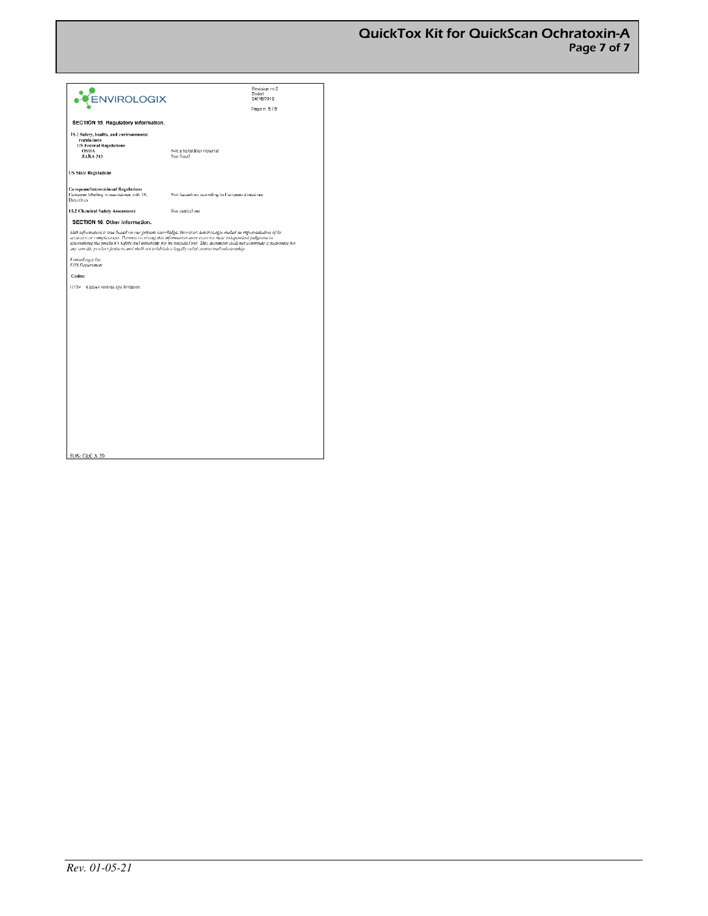ENVIROLOGIX

Revision nr.2
Dated 04/16/2018

Page n. 5 / 5

## SECTION 15. Regulatory information.

**15.1 Safety, health, and environmental regulations**

**US Federal Regulations**

| | |
|---|---|
| **OSHA** | Not a hazardous material |
| **SARA 313** | Not listed |

**US State Regulations**

**European/International Regulations**

| | |
|---|---|
| European labeling in accordance with EC Directives | Not hazardous according to European directives |
| **15.2 Chemical Safety Assessment** | Not carried out |

## SECTION 16. Other information.

*This information is true based on our present knowledge. However, EnviroLogix makes no representation of its accuracy or completeness. Persons receiving this information must exercise their independent judgment in determining the product's safety and suitability for its intended use. This document shall not constitute a guarantee for any specific product features and shall not establish a legally valid contractual relationship.*

*EnviroLogix Inc.*
*EHS Department*

**Codes:**

H319 Causes serious eye irritation

SDS: OBC X 20

*Rev. 01-05-21*